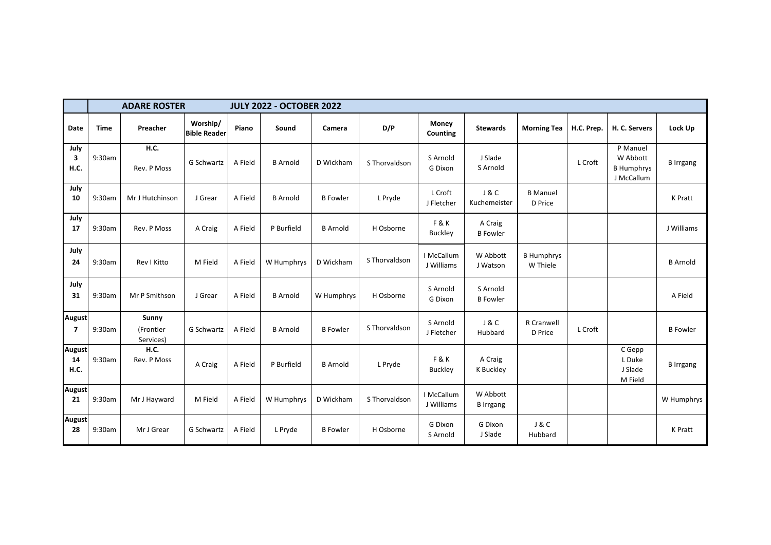| | ADARE ROSTER | | JULY 2022 - OCTOBER 2022 | | | | | | | | | | |
|---|---|---|---|---|---|---|---|---|---|---|---|---|---|
| **Date** | **Time** | **Preacher** | **Worship/ Bible Reader** | **Piano** | **Sound** | **Camera** | **D/P** | **Money Counting** | **Stewards** | **Morning Tea** | **H.C. Prep.** | **H. C. Servers** | **Lock Up** |
| **July 3 H.C.** | 9:30am | **H.C.** Rev. P Moss | G Schwartz | A Field | B Arnold | D Wickham | S Thorvaldson | S Arnold G Dixon | J Slade S Arnold | | L Croft | P Manuel W Abbott B Humphrys J McCallum | B Irrgang |
| **July 10** | 9:30am | Mr J Hutchinson | J Grear | A Field | B Arnold | B Fowler | L Pryde | L Croft J Fletcher | J & C Kuchemeister | B Manuel D Price | | | K Pratt |
| **July 17** | 9:30am | Rev. P Moss | A Craig | A Field | P Burfield | B Arnold | H Osborne | F & K Buckley | A Craig B Fowler | | | | J Williams |
| **July 24** | 9:30am | Rev I Kitto | M Field | A Field | W Humphrys | D Wickham | S Thorvaldson | I McCallum J Williams | W Abbott J Watson | B Humphrys W Thiele | | | B Arnold |
| **July 31** | 9:30am | Mr P Smithson | J Grear | A Field | B Arnold | W Humphrys | H Osborne | S Arnold G Dixon | S Arnold B Fowler | | | | A Field |
| **August 7** | 9:30am | **Sunny** (Frontier Services) | G Schwartz | A Field | B Arnold | B Fowler | S Thorvaldson | S Arnold J Fletcher | J & C Hubbard | R Cranwell D Price | L Croft | | B Fowler |
| **August 14 H.C.** | 9:30am | **H.C.** Rev. P Moss | A Craig | A Field | P Burfield | B Arnold | L Pryde | F & K Buckley | A Craig K Buckley | | | C Gepp L Duke J Slade M Field | B Irrgang |
| **August 21** | 9:30am | Mr J Hayward | M Field | A Field | W Humphrys | D Wickham | S Thorvaldson | I McCallum J Williams | W Abbott B Irrgang | | | | W Humphrys |
| **August 28** | 9:30am | Mr J Grear | G Schwartz | A Field | L Pryde | B Fowler | H Osborne | G Dixon S Arnold | G Dixon J Slade | J & C Hubbard | | | K Pratt |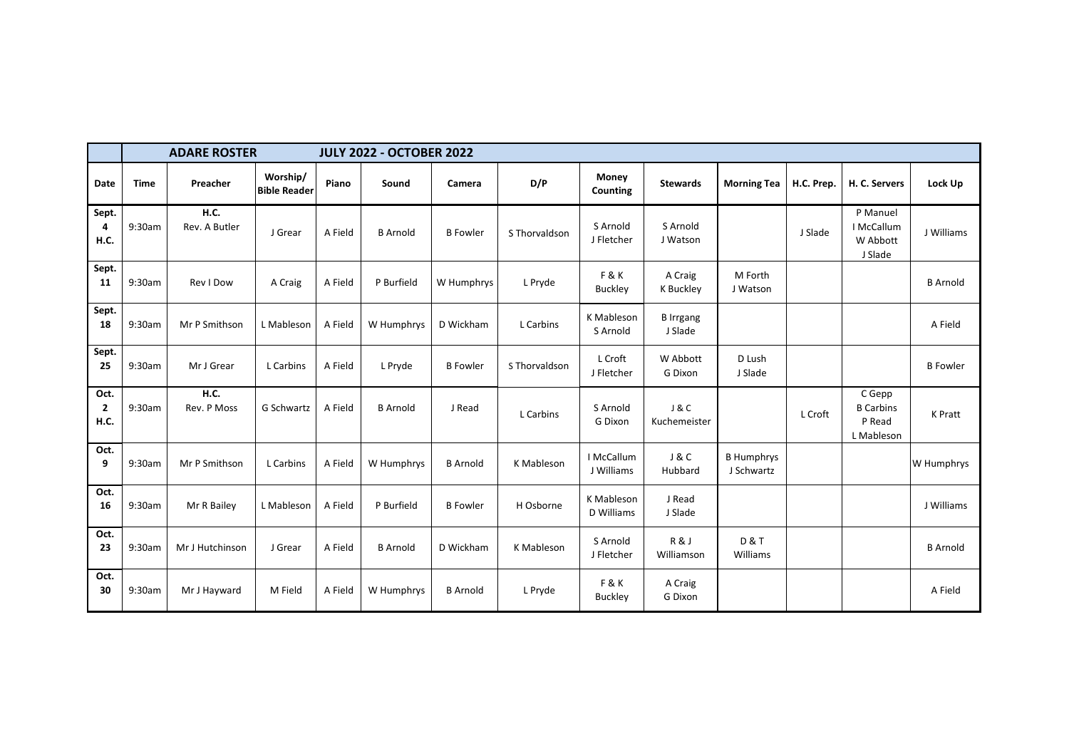| | ADARE ROSTER | | JULY 2022 - OCTOBER 2022 | | | | | | | | | | |
|---|---|---|---|---|---|---|---|---|---|---|---|---|---|
| **Date** | **Time** | **Preacher** | **Worship/ Bible Reader** | **Piano** | **Sound** | **Camera** | **D/P** | **Money Counting** | **Stewards** | **Morning Tea** | **H.C. Prep.** | **H. C. Servers** | **Lock Up** |
| **Sept. 4 H.C.** | 9:30am | **H.C.** Rev. A Butler | J Grear | A Field | B Arnold | B Fowler | S Thorvaldson | S Arnold J Fletcher | S Arnold J Watson | | J Slade | P Manuel I McCallum W Abbott J Slade | J Williams |
| **Sept. 11** | 9:30am | Rev I Dow | A Craig | A Field | P Burfield | W Humphrys | L Pryde | F & K Buckley | A Craig K Buckley | M Forth J Watson | | | B Arnold |
| **Sept. 18** | 9:30am | Mr P Smithson | L Mableson | A Field | W Humphrys | D Wickham | L Carbins | K Mableson S Arnold | B Irrgang J Slade | | | | A Field |
| **Sept. 25** | 9:30am | Mr J Grear | L Carbins | A Field | L Pryde | B Fowler | S Thorvaldson | L Croft J Fletcher | W Abbott G Dixon | D Lush J Slade | | | B Fowler |
| **Oct. 2 H.C.** | 9:30am | **H.C.** Rev. P Moss | G Schwartz | A Field | B Arnold | J Read | L Carbins | S Arnold G Dixon | J & C Kuchemeister | | L Croft | C Gepp B Carbins P Read L Mableson | K Pratt |
| **Oct. 9** | 9:30am | Mr P Smithson | L Carbins | A Field | W Humphrys | B Arnold | K Mableson | I McCallum J Williams | J & C Hubbard | B Humphrys J Schwartz | | | W Humphrys |
| **Oct. 16** | 9:30am | Mr R Bailey | L Mableson | A Field | P Burfield | B Fowler | H Osborne | K Mableson D Williams | J Read J Slade | | | | J Williams |
| **Oct. 23** | 9:30am | Mr J Hutchinson | J Grear | A Field | B Arnold | D Wickham | K Mableson | S Arnold J Fletcher | R & J Williamson | D & T Williams | | | B Arnold |
| **Oct. 30** | 9:30am | Mr J Hayward | M Field | A Field | W Humphrys | B Arnold | L Pryde | F & K Buckley | A Craig G Dixon | | | | A Field |